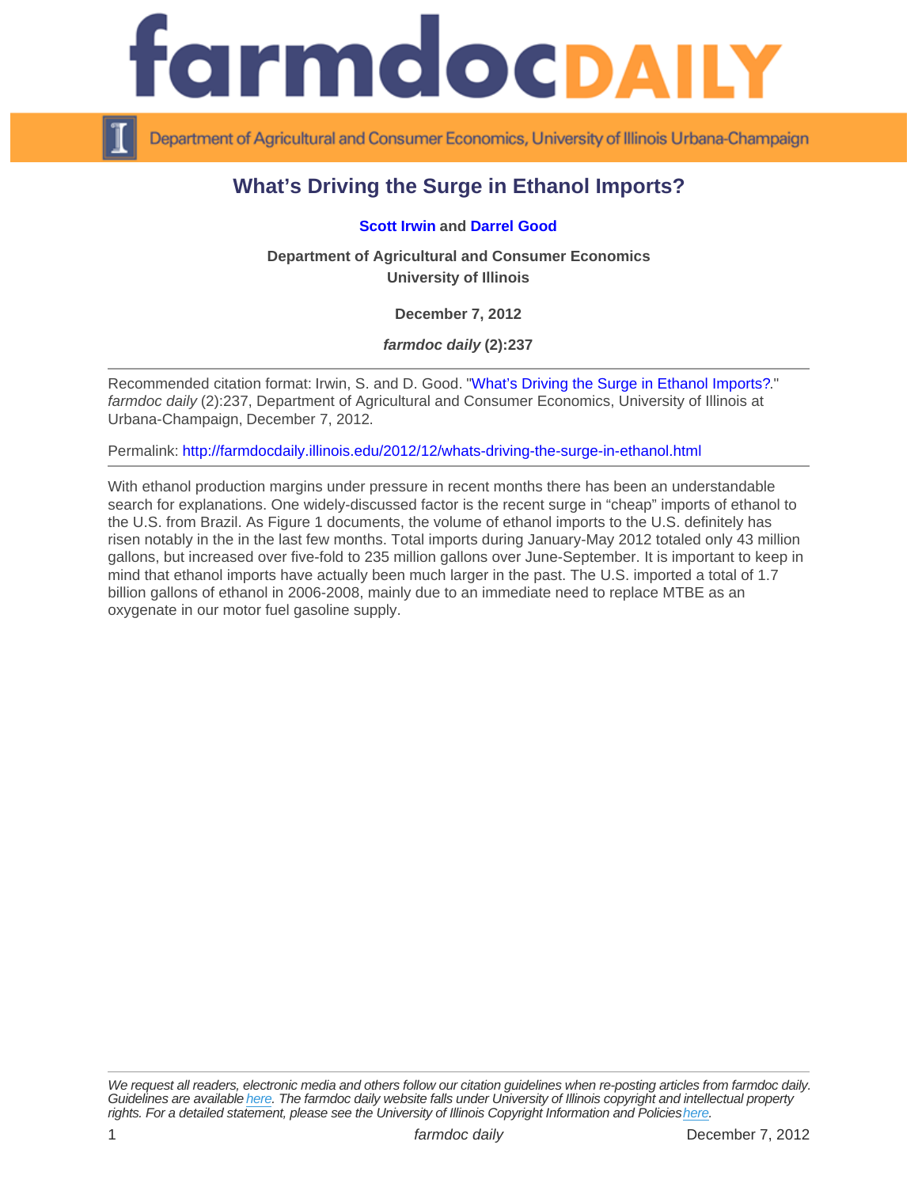# What's Driving the Surge in Ethanol Imports?

**Scott Irwin** and **Darrel Good**

**Department of Agricultural and Consumer Economics**
**University of Illinois**

**December 7, 2012**

***farmdoc daily* (2):237**

---

Recommended citation format: Irwin, S. and D. Good. "What's Driving the Surge in Ethanol Imports?." *farmdoc daily* (2):237, Department of Agricultural and Consumer Economics, University of Illinois at Urbana-Champaign, December 7, 2012.

Permalink: http://farmdocdaily.illinois.edu/2012/12/whats-driving-the-surge-in-ethanol.html

---

With ethanol production margins under pressure in recent months there has been an understandable search for explanations. One widely-discussed factor is the recent surge in "cheap" imports of ethanol to the U.S. from Brazil. As Figure 1 documents, the volume of ethanol imports to the U.S. definitely has risen notably in the in the last few months. Total imports during January-May 2012 totaled only 43 million gallons, but increased over five-fold to 235 million gallons over June-September. It is important to keep in mind that ethanol imports have actually been much larger in the past. The U.S. imported a total of 1.7 billion gallons of ethanol in 2006-2008, mainly due to an immediate need to replace MTBE as an oxygenate in our motor fuel gasoline supply.

---

*We request all readers, electronic media and others follow our citation guidelines when re-posting articles from farmdoc daily. Guidelines are available here. The farmdoc daily website falls under University of Illinois copyright and intellectual property rights. For a detailed statement, please see the University of Illinois Copyright Information and Policies here.*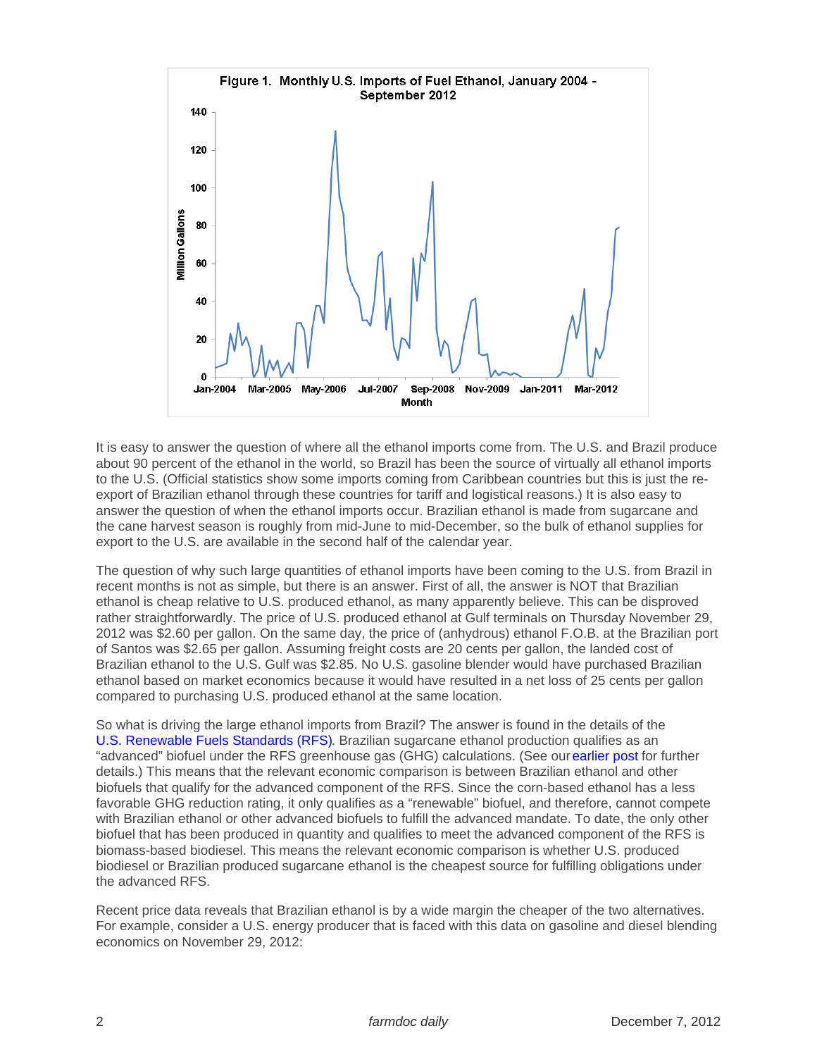Figure 1. Monthly U.S. Imports of Fuel Ethanol, January 2004 - September 2012

It is easy to answer the question of where all the ethanol imports come from. The U.S. and Brazil produce about 90 percent of the ethanol in the world, so Brazil has been the source of virtually all ethanol imports to the U.S. (Official statistics show some imports coming from Caribbean countries but this is just the re-export of Brazilian ethanol through these countries for tariff and logistical reasons.) It is also easy to answer the question of when the ethanol imports occur. Brazilian ethanol is made from sugarcane and the cane harvest season is roughly from mid-June to mid-December, so the bulk of ethanol supplies for export to the U.S. are available in the second half of the calendar year.

The question of why such large quantities of ethanol imports have been coming to the U.S. from Brazil in recent months is not as simple, but there is an answer. First of all, the answer is NOT that Brazilian ethanol is cheap relative to U.S. produced ethanol, as many apparently believe. This can be disproved rather straightforwardly. The price of U.S. produced ethanol at Gulf terminals on Thursday November 29, 2012 was $2.60 per gallon. On the same day, the price of (anhydrous) ethanol F.O.B. at the Brazilian port of Santos was $2.65 per gallon. Assuming freight costs are 20 cents per gallon, the landed cost of Brazilian ethanol to the U.S. Gulf was $2.85. No U.S. gasoline blender would have purchased Brazilian ethanol based on market economics because it would have resulted in a net loss of 25 cents per gallon compared to purchasing U.S. produced ethanol at the same location.

So what is driving the large ethanol imports from Brazil? The answer is found in the details of the U.S. Renewable Fuels Standards (RFS). Brazilian sugarcane ethanol production qualifies as an "advanced" biofuel under the RFS greenhouse gas (GHG) calculations. (See our earlier post for further details.) This means that the relevant economic comparison is between Brazilian ethanol and other biofuels that qualify for the advanced component of the RFS. Since the corn-based ethanol has a less favorable GHG reduction rating, it only qualifies as a "renewable" biofuel, and therefore, cannot compete with Brazilian ethanol or other advanced biofuels to fulfill the advanced mandate. To date, the only other biofuel that has been produced in quantity and qualifies to meet the advanced component of the RFS is biomass-based biodiesel. This means the relevant economic comparison is whether U.S. produced biodiesel or Brazilian produced sugarcane ethanol is the cheapest source for fulfilling obligations under the advanced RFS.

Recent price data reveals that Brazilian ethanol is by a wide margin the cheaper of the two alternatives. For example, consider a U.S. energy producer that is faced with this data on gasoline and diesel blending economics on November 29, 2012: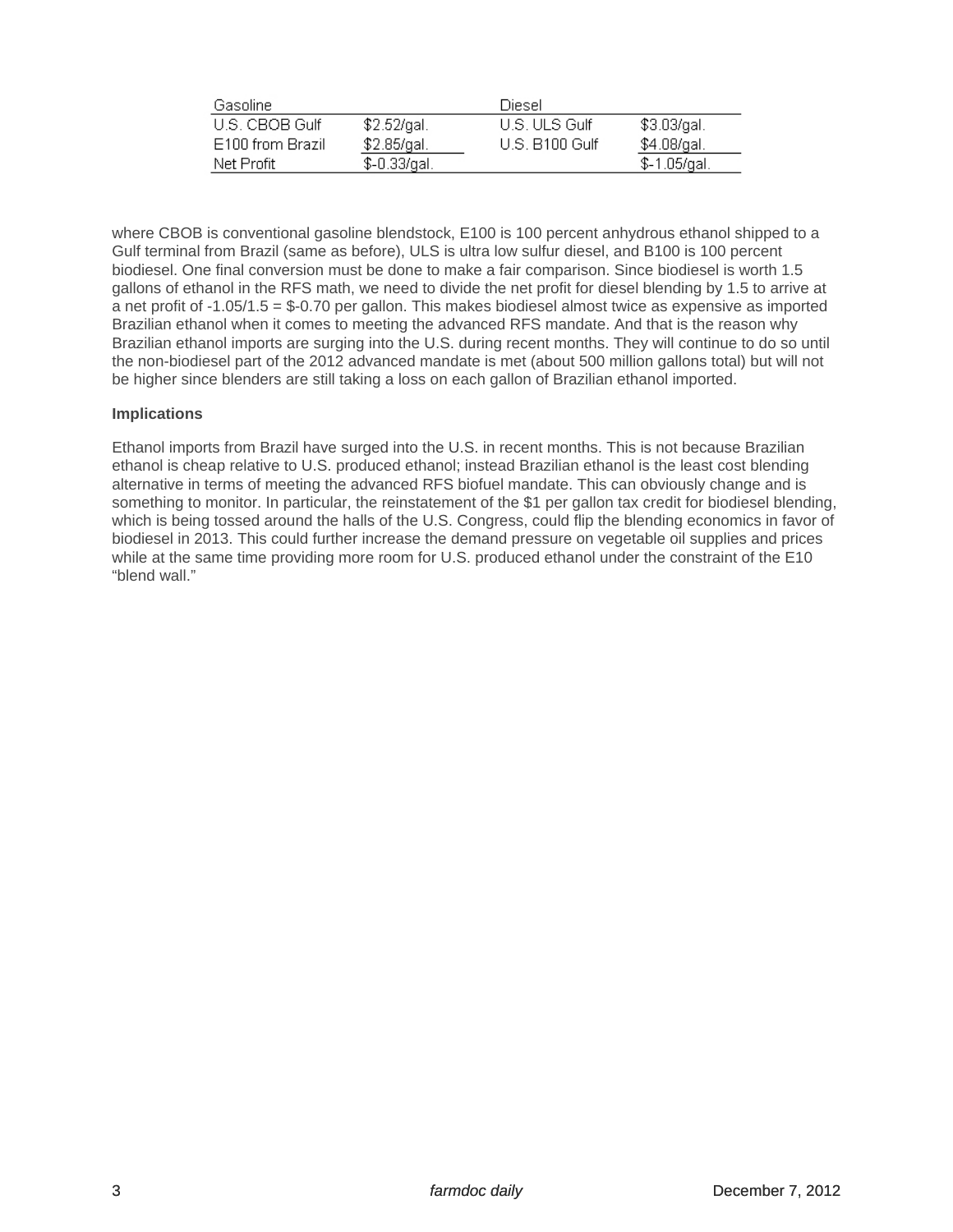| Gasoline | | Diesel | |
| --- | --- | --- | --- |
| U.S. CBOB Gulf | $2.52/gal. | U.S. ULS Gulf | $3.03/gal. |
| E100 from Brazil | $2.85/gal. | U.S. B100 Gulf | $4.08/gal. |
| Net Profit | $-0.33/gal. | | $-1.05/gal. |

where CBOB is conventional gasoline blendstock, E100 is 100 percent anhydrous ethanol shipped to a Gulf terminal from Brazil (same as before), ULS is ultra low sulfur diesel, and B100 is 100 percent biodiesel. One final conversion must be done to make a fair comparison. Since biodiesel is worth 1.5 gallons of ethanol in the RFS math, we need to divide the net profit for diesel blending by 1.5 to arrive at a net profit of -1.05/1.5 = $-0.70 per gallon. This makes biodiesel almost twice as expensive as imported Brazilian ethanol when it comes to meeting the advanced RFS mandate. And that is the reason why Brazilian ethanol imports are surging into the U.S. during recent months. They will continue to do so until the non-biodiesel part of the 2012 advanced mandate is met (about 500 million gallons total) but will not be higher since blenders are still taking a loss on each gallon of Brazilian ethanol imported.

**Implications**

Ethanol imports from Brazil have surged into the U.S. in recent months. This is not because Brazilian ethanol is cheap relative to U.S. produced ethanol; instead Brazilian ethanol is the least cost blending alternative in terms of meeting the advanced RFS biofuel mandate. This can obviously change and is something to monitor. In particular, the reinstatement of the $1 per gallon tax credit for biodiesel blending, which is being tossed around the halls of the U.S. Congress, could flip the blending economics in favor of biodiesel in 2013. This could further increase the demand pressure on vegetable oil supplies and prices while at the same time providing more room for U.S. produced ethanol under the constraint of the E10 "blend wall."